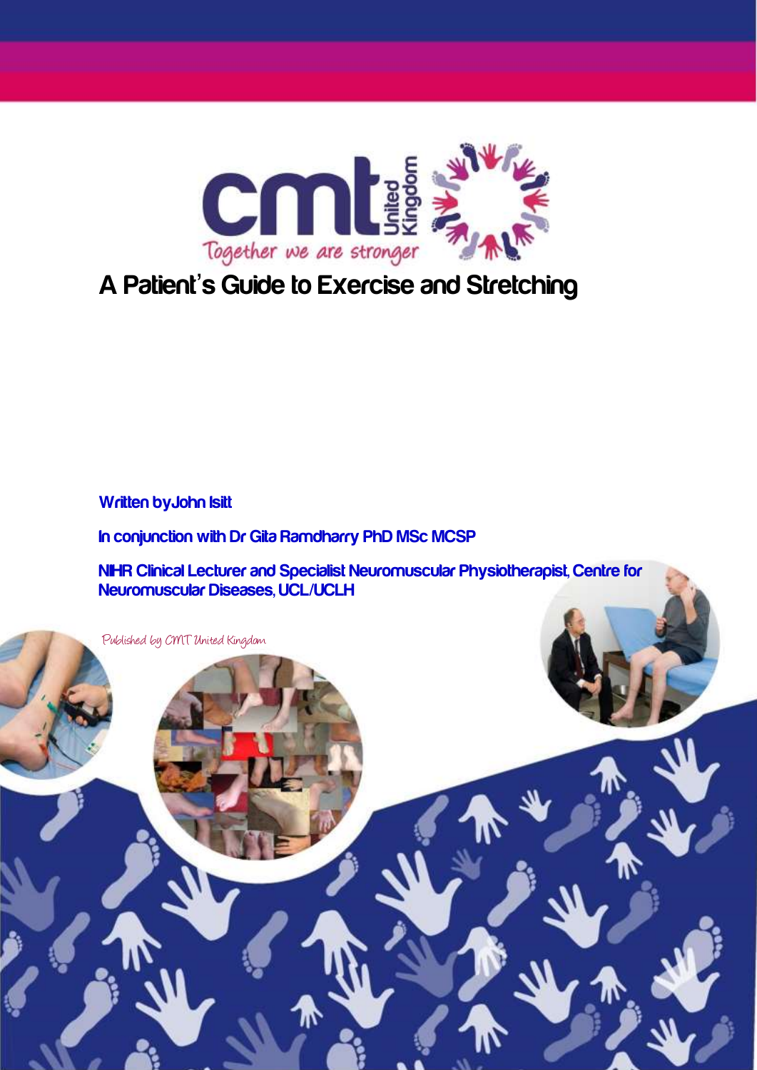cmt United Kingdom

*Together we are stronger*

# A Patient's Guide to Exercise and Stretching

**Written by John Isitt**

**In conjunction with Dr Gita Ramdharry PhD MSc MCSP**

**NIHR Clinical Lecturer and Specialist Neuromuscular Physiotherapist, Centre for Neuromuscular Diseases, UCL/UCLH**

Published by CMT United Kingdom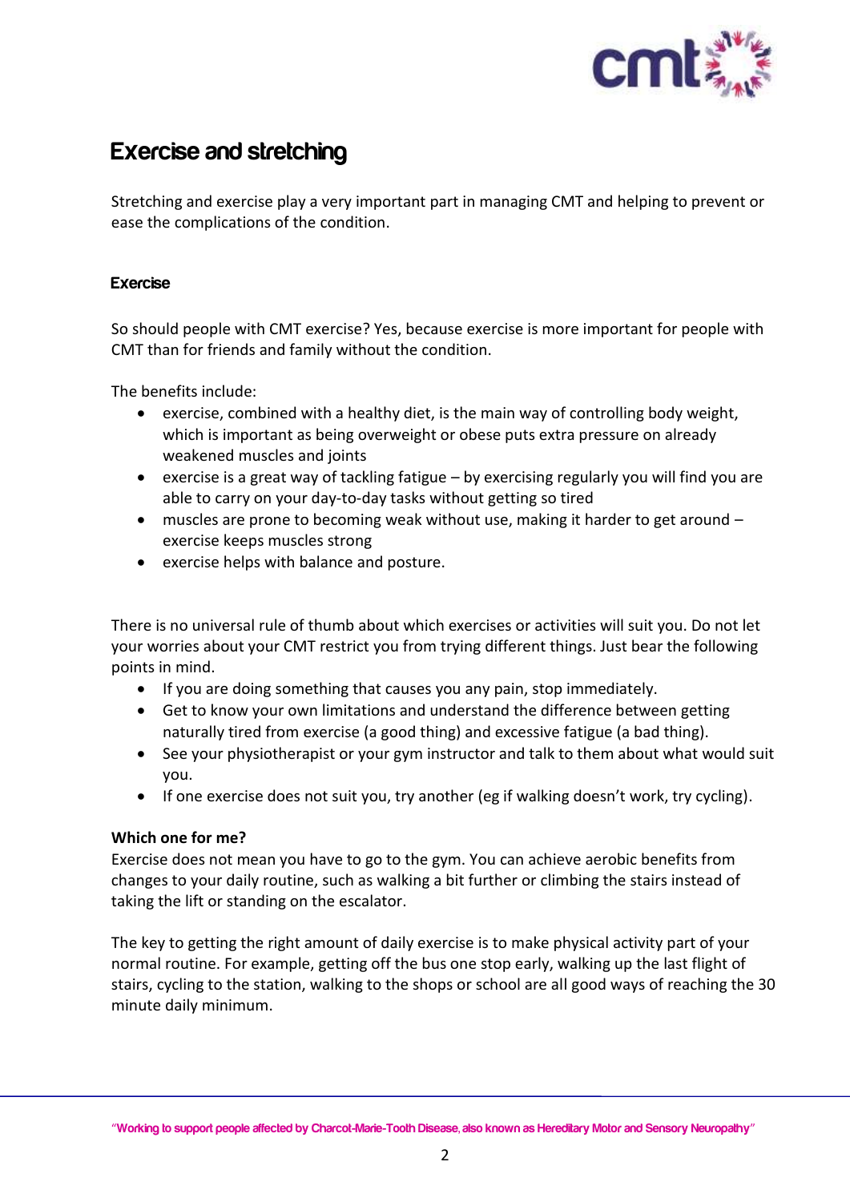# Exercise and stretching

Stretching and exercise play a very important part in managing CMT and helping to prevent or ease the complications of the condition.

## Exercise

So should people with CMT exercise? Yes, because exercise is more important for people with CMT than for friends and family without the condition.

The benefits include:

- exercise, combined with a healthy diet, is the main way of controlling body weight, which is important as being overweight or obese puts extra pressure on already weakened muscles and joints
- exercise is a great way of tackling fatigue – by exercising regularly you will find you are able to carry on your day-to-day tasks without getting so tired
- muscles are prone to becoming weak without use, making it harder to get around – exercise keeps muscles strong
- exercise helps with balance and posture.

There is no universal rule of thumb about which exercises or activities will suit you. Do not let your worries about your CMT restrict you from trying different things. Just bear the following points in mind.

- If you are doing something that causes you any pain, stop immediately.
- Get to know your own limitations and understand the difference between getting naturally tired from exercise (a good thing) and excessive fatigue (a bad thing).
- See your physiotherapist or your gym instructor and talk to them about what would suit you.
- If one exercise does not suit you, try another (eg if walking doesn't work, try cycling).

### Which one for me?

Exercise does not mean you have to go to the gym. You can achieve aerobic benefits from changes to your daily routine, such as walking a bit further or climbing the stairs instead of taking the lift or standing on the escalator.

The key to getting the right amount of daily exercise is to make physical activity part of your normal routine. For example, getting off the bus one stop early, walking up the last flight of stairs, cycling to the station, walking to the shops or school are all good ways of reaching the 30 minute daily minimum.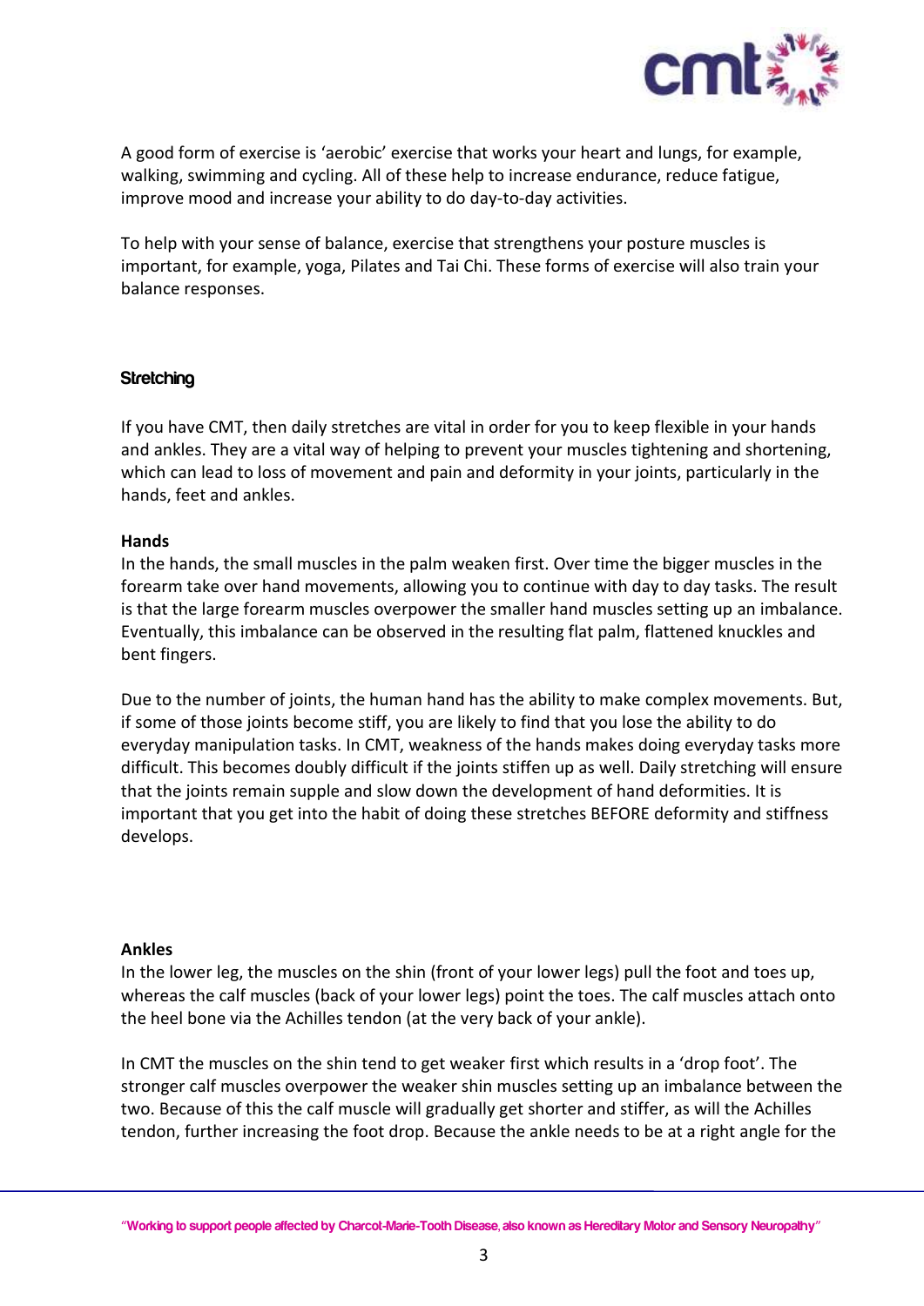A good form of exercise is 'aerobic' exercise that works your heart and lungs, for example, walking, swimming and cycling. All of these help to increase endurance, reduce fatigue, improve mood and increase your ability to do day-to-day activities.

To help with your sense of balance, exercise that strengthens your posture muscles is important, for example, yoga, Pilates and Tai Chi. These forms of exercise will also train your balance responses.

## Stretching

If you have CMT, then daily stretches are vital in order for you to keep flexible in your hands and ankles. They are a vital way of helping to prevent your muscles tightening and shortening, which can lead to loss of movement and pain and deformity in your joints, particularly in the hands, feet and ankles.

### Hands

In the hands, the small muscles in the palm weaken first. Over time the bigger muscles in the forearm take over hand movements, allowing you to continue with day to day tasks. The result is that the large forearm muscles overpower the smaller hand muscles setting up an imbalance. Eventually, this imbalance can be observed in the resulting flat palm, flattened knuckles and bent fingers.

Due to the number of joints, the human hand has the ability to make complex movements. But, if some of those joints become stiff, you are likely to find that you lose the ability to do everyday manipulation tasks. In CMT, weakness of the hands makes doing everyday tasks more difficult. This becomes doubly difficult if the joints stiffen up as well. Daily stretching will ensure that the joints remain supple and slow down the development of hand deformities. It is important that you get into the habit of doing these stretches BEFORE deformity and stiffness develops.

### Ankles

In the lower leg, the muscles on the shin (front of your lower legs) pull the foot and toes up, whereas the calf muscles (back of your lower legs) point the toes. The calf muscles attach onto the heel bone via the Achilles tendon (at the very back of your ankle).

In CMT the muscles on the shin tend to get weaker first which results in a 'drop foot'. The stronger calf muscles overpower the weaker shin muscles setting up an imbalance between the two. Because of this the calf muscle will gradually get shorter and stiffer, as will the Achilles tendon, further increasing the foot drop. Because the ankle needs to be at a right angle for the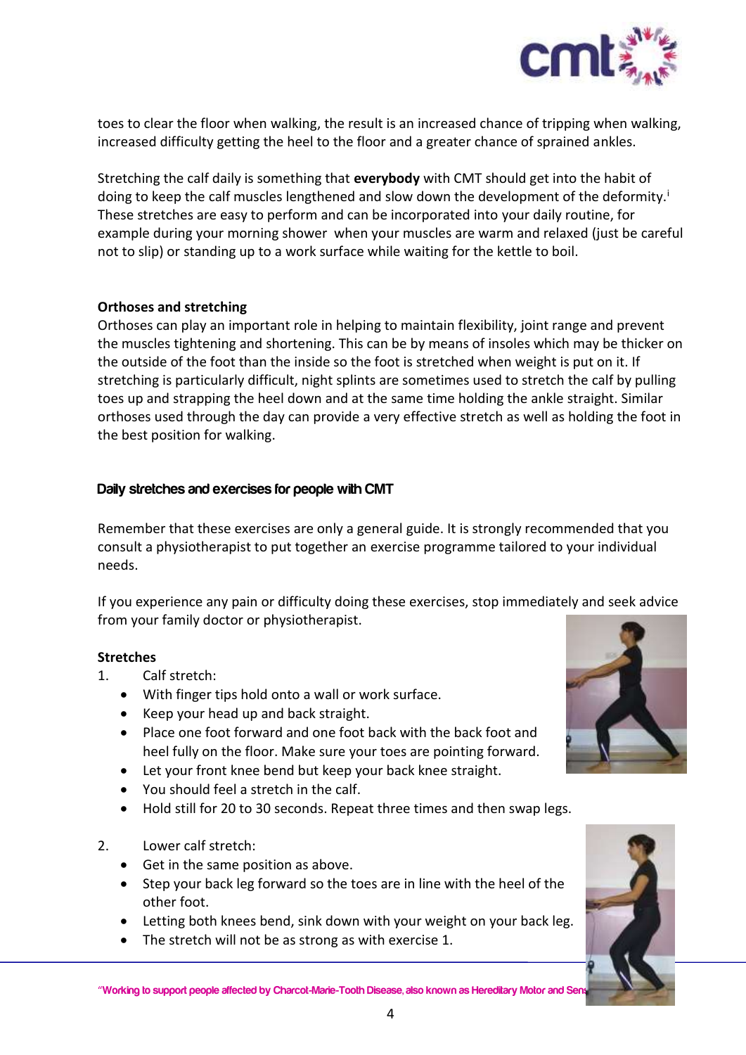toes to clear the floor when walking, the result is an increased chance of tripping when walking, increased difficulty getting the heel to the floor and a greater chance of sprained ankles.

Stretching the calf daily is something that **everybody** with CMT should get into the habit of doing to keep the calf muscles lengthened and slow down the development of the deformity.[i] These stretches are easy to perform and can be incorporated into your daily routine, for example during your morning shower when your muscles are warm and relaxed (just be careful not to slip) or standing up to a work surface while waiting for the kettle to boil.

**Orthoses and stretching**

Orthoses can play an important role in helping to maintain flexibility, joint range and prevent the muscles tightening and shortening. This can be by means of insoles which may be thicker on the outside of the foot than the inside so the foot is stretched when weight is put on it. If stretching is particularly difficult, night splints are sometimes used to stretch the calf by pulling toes up and strapping the heel down and at the same time holding the ankle straight. Similar orthoses used through the day can provide a very effective stretch as well as holding the foot in the best position for walking.

## Daily stretches and exercises for people with CMT

Remember that these exercises are only a general guide. It is strongly recommended that you consult a physiotherapist to put together an exercise programme tailored to your individual needs.

If you experience any pain or difficulty doing these exercises, stop immediately and seek advice from your family doctor or physiotherapist.

**Stretches**

1. Calf stretch:
   - With finger tips hold onto a wall or work surface.
   - Keep your head up and back straight.
   - Place one foot forward and one foot back with the back foot and heel fully on the floor. Make sure your toes are pointing forward.
   - Let your front knee bend but keep your back knee straight.
   - You should feel a stretch in the calf.
   - Hold still for 20 to 30 seconds. Repeat three times and then swap legs.

2. Lower calf stretch:
   - Get in the same position as above.
   - Step your back leg forward so the toes are in line with the heel of the other foot.
   - Letting both knees bend, sink down with your weight on your back leg.
   - The stretch will not be as strong as with exercise 1.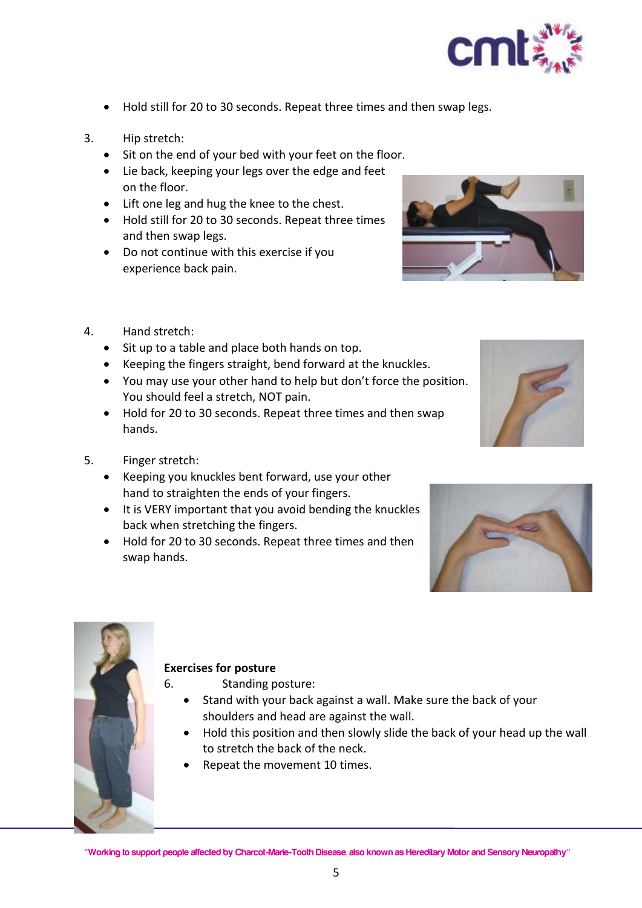- Hold still for 20 to 30 seconds. Repeat three times and then swap legs.

3. Hip stretch:
   - Sit on the end of your bed with your feet on the floor.
   - Lie back, keeping your legs over the edge and feet on the floor.
   - Lift one leg and hug the knee to the chest.
   - Hold still for 20 to 30 seconds. Repeat three times and then swap legs.
   - Do not continue with this exercise if you experience back pain.

4. Hand stretch:
   - Sit up to a table and place both hands on top.
   - Keeping the fingers straight, bend forward at the knuckles.
   - You may use your other hand to help but don't force the position. You should feel a stretch, NOT pain.
   - Hold for 20 to 30 seconds. Repeat three times and then swap hands.

5. Finger stretch:
   - Keeping you knuckles bent forward, use your other hand to straighten the ends of your fingers.
   - It is VERY important that you avoid bending the knuckles back when stretching the fingers.
   - Hold for 20 to 30 seconds. Repeat three times and then swap hands.

**Exercises for posture**

6. Standing posture:
   - Stand with your back against a wall. Make sure the back of your shoulders and head are against the wall.
   - Hold this position and then slowly slide the back of your head up the wall to stretch the back of the neck.
   - Repeat the movement 10 times.

"Working to support people affected by Charcot-Marie-Tooth Disease, also known as Hereditary Motor and Sensory Neuropathy"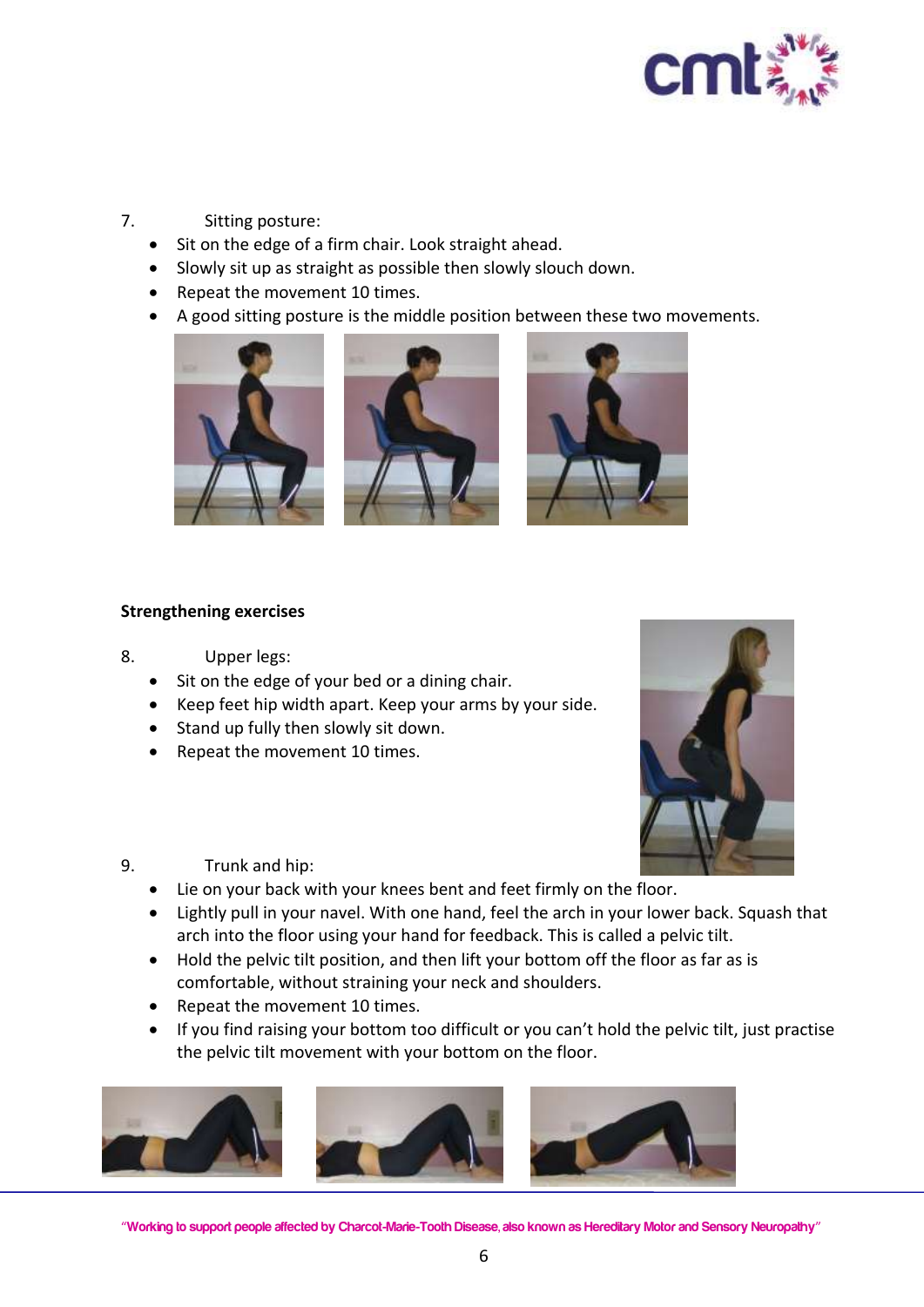7. Sitting posture:

- Sit on the edge of a firm chair. Look straight ahead.
- Slowly sit up as straight as possible then slowly slouch down.
- Repeat the movement 10 times.
- A good sitting posture is the middle position between these two movements.

**Strengthening exercises**

8. Upper legs:

- Sit on the edge of your bed or a dining chair.
- Keep feet hip width apart. Keep your arms by your side.
- Stand up fully then slowly sit down.
- Repeat the movement 10 times.

9. Trunk and hip:

- Lie on your back with your knees bent and feet firmly on the floor.
- Lightly pull in your navel. With one hand, feel the arch in your lower back. Squash that arch into the floor using your hand for feedback. This is called a pelvic tilt.
- Hold the pelvic tilt position, and then lift your bottom off the floor as far as is comfortable, without straining your neck and shoulders.
- Repeat the movement 10 times.
- If you find raising your bottom too difficult or you can't hold the pelvic tilt, just practise the pelvic tilt movement with your bottom on the floor.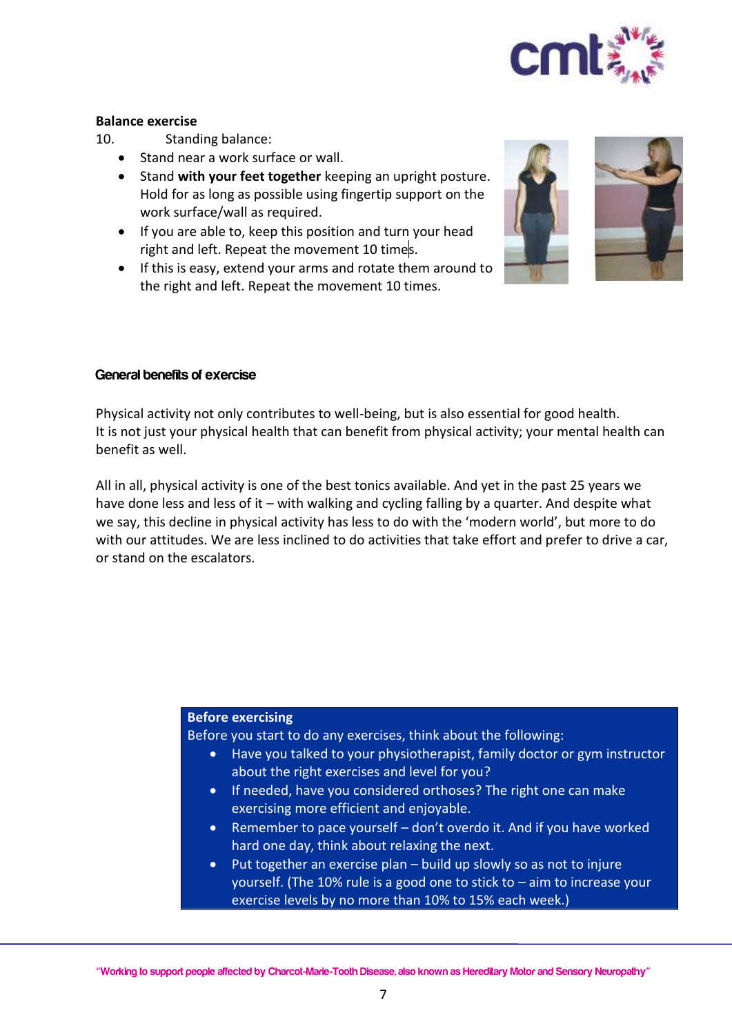**Balance exercise**

10. Standing balance:

- Stand near a work surface or wall.
- Stand **with your feet together** keeping an upright posture. Hold for as long as possible using fingertip support on the work surface/wall as required.
- If you are able to, keep this position and turn your head right and left. Repeat the movement 10 times.
- If this is easy, extend your arms and rotate them around to the right and left. Repeat the movement 10 times.

**General benefits of exercise**

Physical activity not only contributes to well-being, but is also essential for good health. It is not just your physical health that can benefit from physical activity; your mental health can benefit as well.

All in all, physical activity is one of the best tonics available. And yet in the past 25 years we have done less and less of it – with walking and cycling falling by a quarter. And despite what we say, this decline in physical activity has less to do with the 'modern world', but more to do with our attitudes. We are less inclined to do activities that take effort and prefer to drive a car, or stand on the escalators.

**Before exercising**

Before you start to do any exercises, think about the following:

- Have you talked to your physiotherapist, family doctor or gym instructor about the right exercises and level for you?
- If needed, have you considered orthoses? The right one can make exercising more efficient and enjoyable.
- Remember to pace yourself – don't overdo it. And if you have worked hard one day, think about relaxing the next.
- Put together an exercise plan – build up slowly so as not to injure yourself. (The 10% rule is a good one to stick to – aim to increase your exercise levels by no more than 10% to 15% each week.)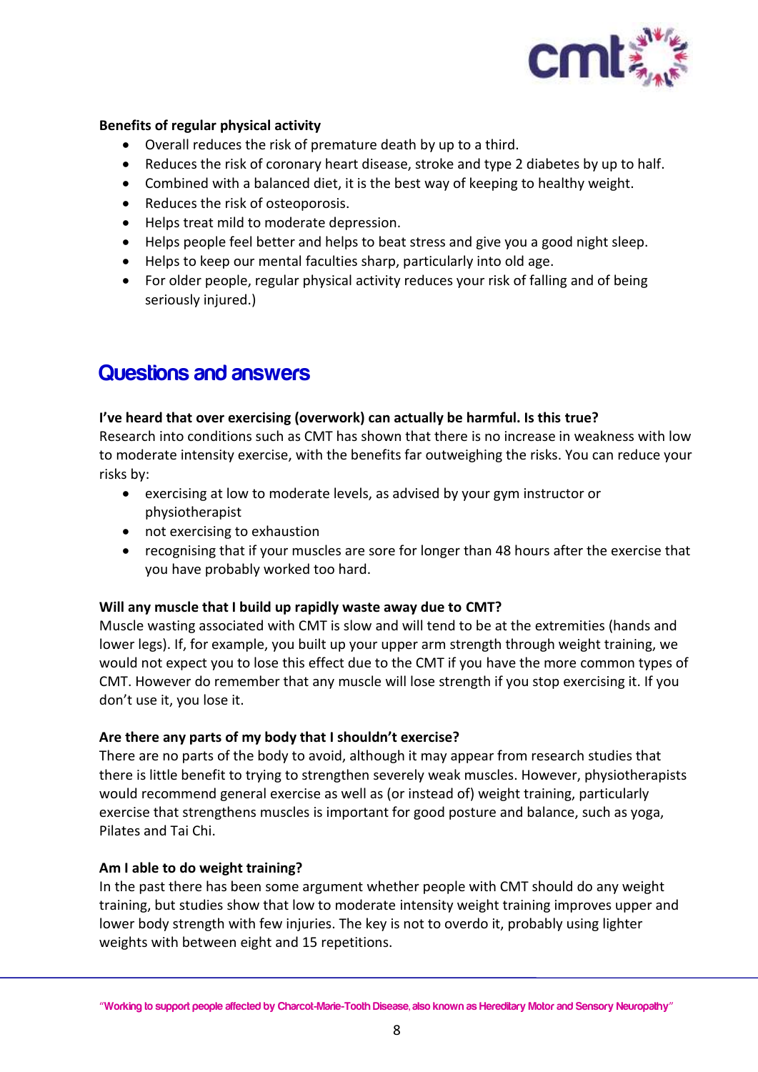**Benefits of regular physical activity**

- Overall reduces the risk of premature death by up to a third.
- Reduces the risk of coronary heart disease, stroke and type 2 diabetes by up to half.
- Combined with a balanced diet, it is the best way of keeping to healthy weight.
- Reduces the risk of osteoporosis.
- Helps treat mild to moderate depression.
- Helps people feel better and helps to beat stress and give you a good night sleep.
- Helps to keep our mental faculties sharp, particularly into old age.
- For older people, regular physical activity reduces your risk of falling and of being seriously injured.)

## Questions and answers

**I've heard that over exercising (overwork) can actually be harmful. Is this true?**
Research into conditions such as CMT has shown that there is no increase in weakness with low to moderate intensity exercise, with the benefits far outweighing the risks. You can reduce your risks by:

- exercising at low to moderate levels, as advised by your gym instructor or physiotherapist
- not exercising to exhaustion
- recognising that if your muscles are sore for longer than 48 hours after the exercise that you have probably worked too hard.

**Will any muscle that I build up rapidly waste away due to CMT?**
Muscle wasting associated with CMT is slow and will tend to be at the extremities (hands and lower legs). If, for example, you built up your upper arm strength through weight training, we would not expect you to lose this effect due to the CMT if you have the more common types of CMT. However do remember that any muscle will lose strength if you stop exercising it. If you don't use it, you lose it.

**Are there any parts of my body that I shouldn't exercise?**
There are no parts of the body to avoid, although it may appear from research studies that there is little benefit to trying to strengthen severely weak muscles. However, physiotherapists would recommend general exercise as well as (or instead of) weight training, particularly exercise that strengthens muscles is important for good posture and balance, such as yoga, Pilates and Tai Chi.

**Am I able to do weight training?**
In the past there has been some argument whether people with CMT should do any weight training, but studies show that low to moderate intensity weight training improves upper and lower body strength with few injuries. The key is not to overdo it, probably using lighter weights with between eight and 15 repetitions.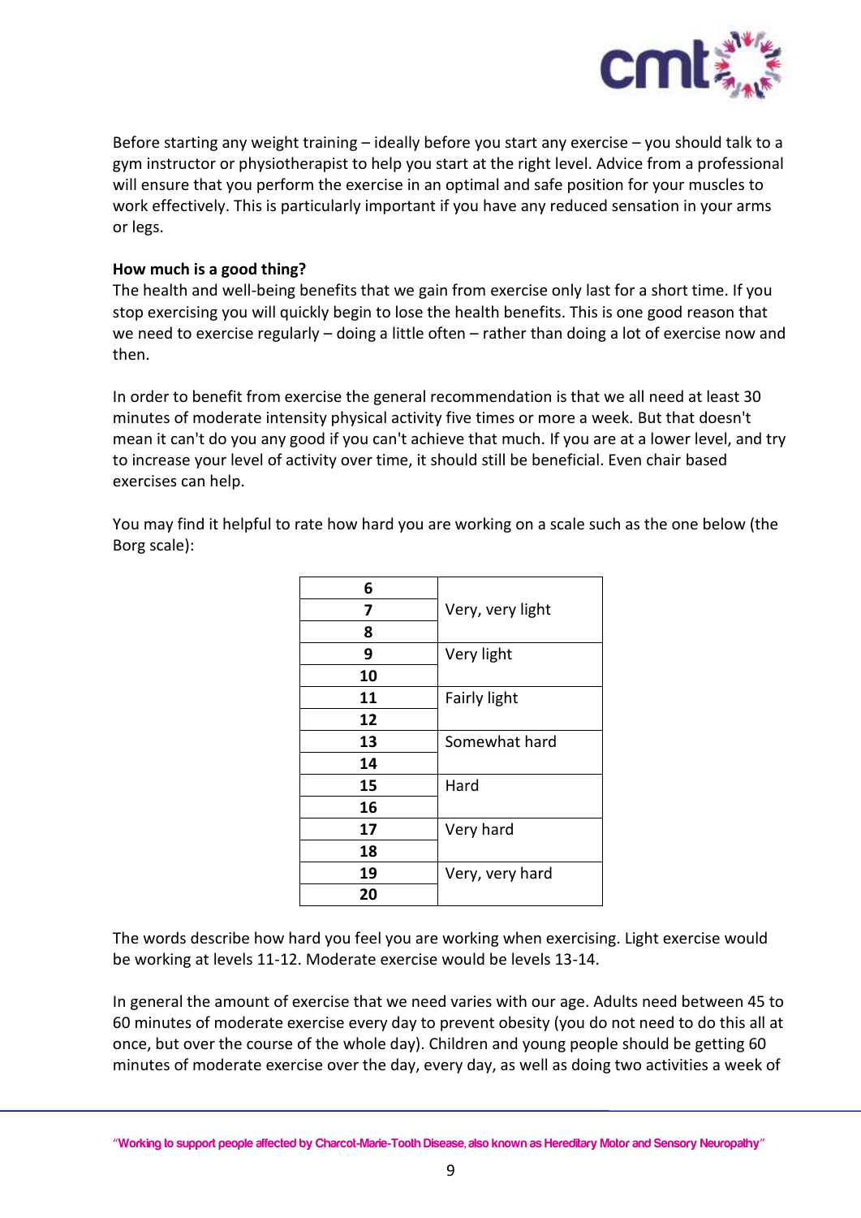Before starting any weight training – ideally before you start any exercise – you should talk to a gym instructor or physiotherapist to help you start at the right level. Advice from a professional will ensure that you perform the exercise in an optimal and safe position for your muscles to work effectively. This is particularly important if you have any reduced sensation in your arms or legs.

**How much is a good thing?**

The health and well-being benefits that we gain from exercise only last for a short time. If you stop exercising you will quickly begin to lose the health benefits. This is one good reason that we need to exercise regularly – doing a little often – rather than doing a lot of exercise now and then.

In order to benefit from exercise the general recommendation is that we all need at least 30 minutes of moderate intensity physical activity five times or more a week. But that doesn't mean it can't do you any good if you can't achieve that much. If you are at a lower level, and try to increase your level of activity over time, it should still be beneficial. Even chair based exercises can help.

You may find it helpful to rate how hard you are working on a scale such as the one below (the Borg scale):

| | |
|---|---|
| **6** | Very, very light |
| **7** | |
| **8** | |
| **9** | Very light |
| **10** | |
| **11** | Fairly light |
| **12** | |
| **13** | Somewhat hard |
| **14** | |
| **15** | Hard |
| **16** | |
| **17** | Very hard |
| **18** | |
| **19** | Very, very hard |
| **20** | |

The words describe how hard you feel you are working when exercising. Light exercise would be working at levels 11-12. Moderate exercise would be levels 13-14.

In general the amount of exercise that we need varies with our age. Adults need between 45 to 60 minutes of moderate exercise every day to prevent obesity (you do not need to do this all at once, but over the course of the whole day). Children and young people should be getting 60 minutes of moderate exercise over the day, every day, as well as doing two activities a week of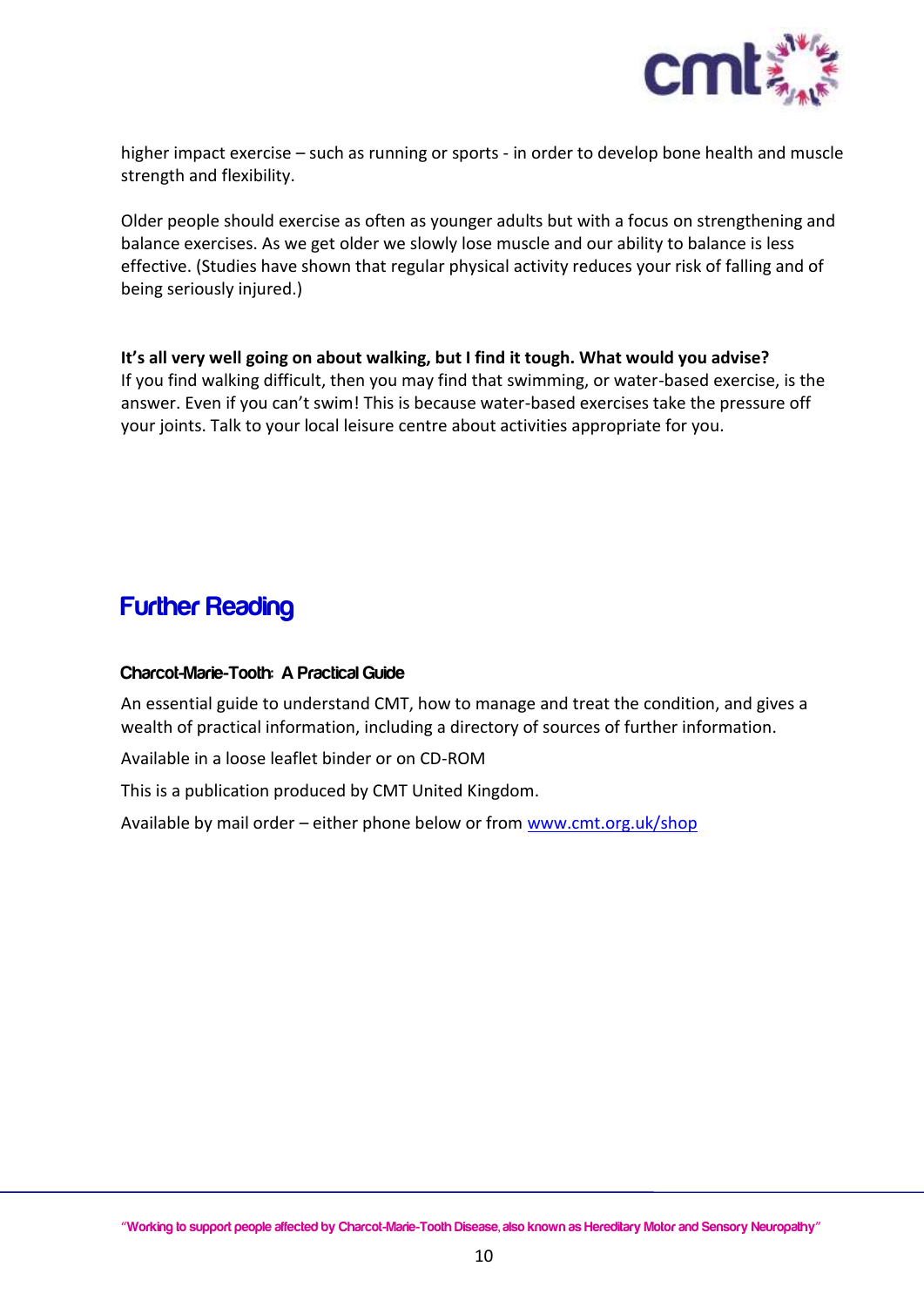higher impact exercise – such as running or sports - in order to develop bone health and muscle strength and flexibility.

Older people should exercise as often as younger adults but with a focus on strengthening and balance exercises. As we get older we slowly lose muscle and our ability to balance is less effective. (Studies have shown that regular physical activity reduces your risk of falling and of being seriously injured.)

**It's all very well going on about walking, but I find it tough. What would you advise?**
If you find walking difficult, then you may find that swimming, or water-based exercise, is the answer. Even if you can't swim! This is because water-based exercises take the pressure off your joints. Talk to your local leisure centre about activities appropriate for you.

## Further Reading

### Charcot-Marie-Tooth: A Practical Guide

An essential guide to understand CMT, how to manage and treat the condition, and gives a wealth of practical information, including a directory of sources of further information.

Available in a loose leaflet binder or on CD-ROM

This is a publication produced by CMT United Kingdom.

Available by mail order – either phone below or from www.cmt.org.uk/shop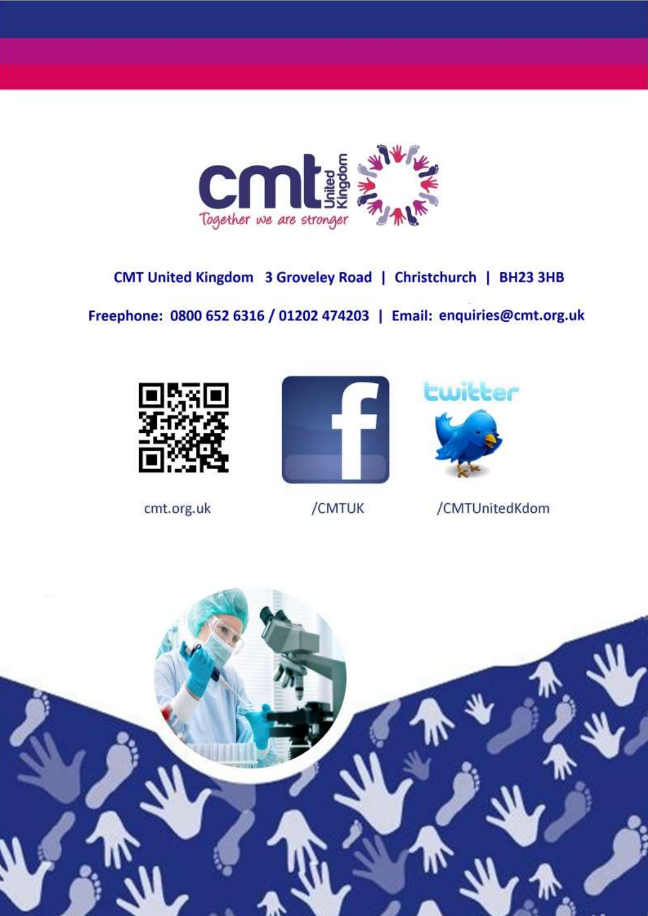cmt United Kingdom

*Together we are stronger*

**CMT United Kingdom 3 Groveley Road | Christchurch | BH23 3HB**

**Freephone: 0800 652 6316 / 01202 474203 | Email: enquiries@cmt.org.uk**

cmt.org.uk

/CMTUK

twitter

/CMTUnitedKdom